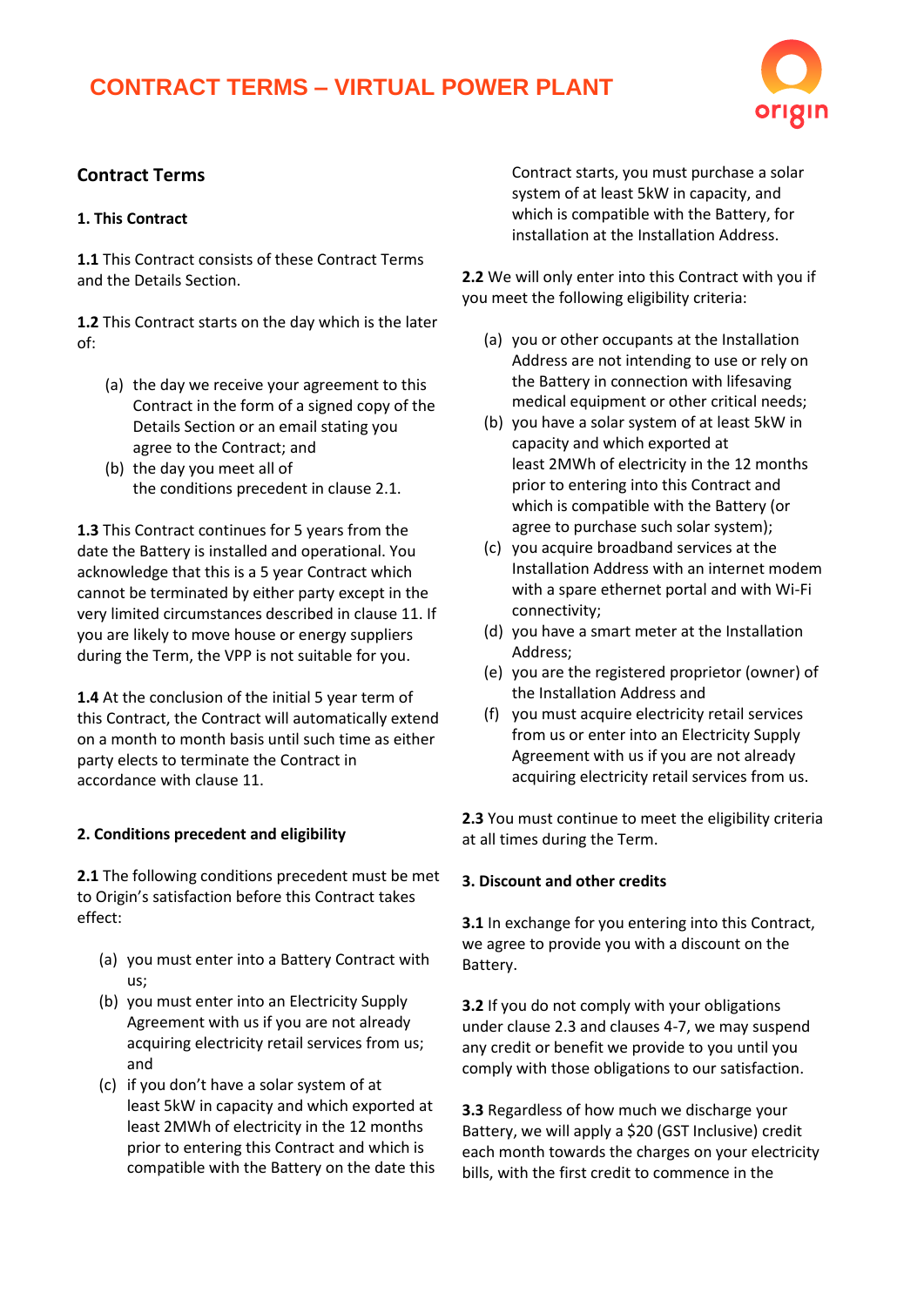# CONTRACT TERMS – VIRTUAL POWER PLANT

## Contract Terms

### 1. This Contract

**1.1** This Contract consists of these Contract Terms and the Details Section.

**1.2** This Contract starts on the day which is the later of:

(a) the day we receive your agreement to this Contract in the form of a signed copy of the Details Section or an email stating you agree to the Contract; and
(b) the day you meet all of the conditions precedent in clause 2.1.

**1.3** This Contract continues for 5 years from the date the Battery is installed and operational. You acknowledge that this is a 5 year Contract which cannot be terminated by either party except in the very limited circumstances described in clause 11. If you are likely to move house or energy suppliers during the Term, the VPP is not suitable for you.

**1.4** At the conclusion of the initial 5 year term of this Contract, the Contract will automatically extend on a month to month basis until such time as either party elects to terminate the Contract in accordance with clause 11.

### 2. Conditions precedent and eligibility

**2.1** The following conditions precedent must be met to Origin's satisfaction before this Contract takes effect:

(a) you must enter into a Battery Contract with us;
(b) you must enter into an Electricity Supply Agreement with us if you are not already acquiring electricity retail services from us; and
(c) if you don't have a solar system of at least 5kW in capacity and which exported at least 2MWh of electricity in the 12 months prior to entering this Contract and which is compatible with the Battery on the date this Contract starts, you must purchase a solar system of at least 5kW in capacity, and which is compatible with the Battery, for installation at the Installation Address.

**2.2** We will only enter into this Contract with you if you meet the following eligibility criteria:

(a) you or other occupants at the Installation Address are not intending to use or rely on the Battery in connection with lifesaving medical equipment or other critical needs;
(b) you have a solar system of at least 5kW in capacity and which exported at least 2MWh of electricity in the 12 months prior to entering into this Contract and which is compatible with the Battery (or agree to purchase such solar system);
(c) you acquire broadband services at the Installation Address with an internet modem with a spare ethernet portal and with Wi-Fi connectivity;
(d) you have a smart meter at the Installation Address;
(e) you are the registered proprietor (owner) of the Installation Address and
(f) you must acquire electricity retail services from us or enter into an Electricity Supply Agreement with us if you are not already acquiring electricity retail services from us.

**2.3** You must continue to meet the eligibility criteria at all times during the Term.

### 3. Discount and other credits

**3.1** In exchange for you entering into this Contract, we agree to provide you with a discount on the Battery.

**3.2** If you do not comply with your obligations under clause 2.3 and clauses 4-7, we may suspend any credit or benefit we provide to you until you comply with those obligations to our satisfaction.

**3.3** Regardless of how much we discharge your Battery, we will apply a $20 (GST Inclusive) credit each month towards the charges on your electricity bills, with the first credit to commence in the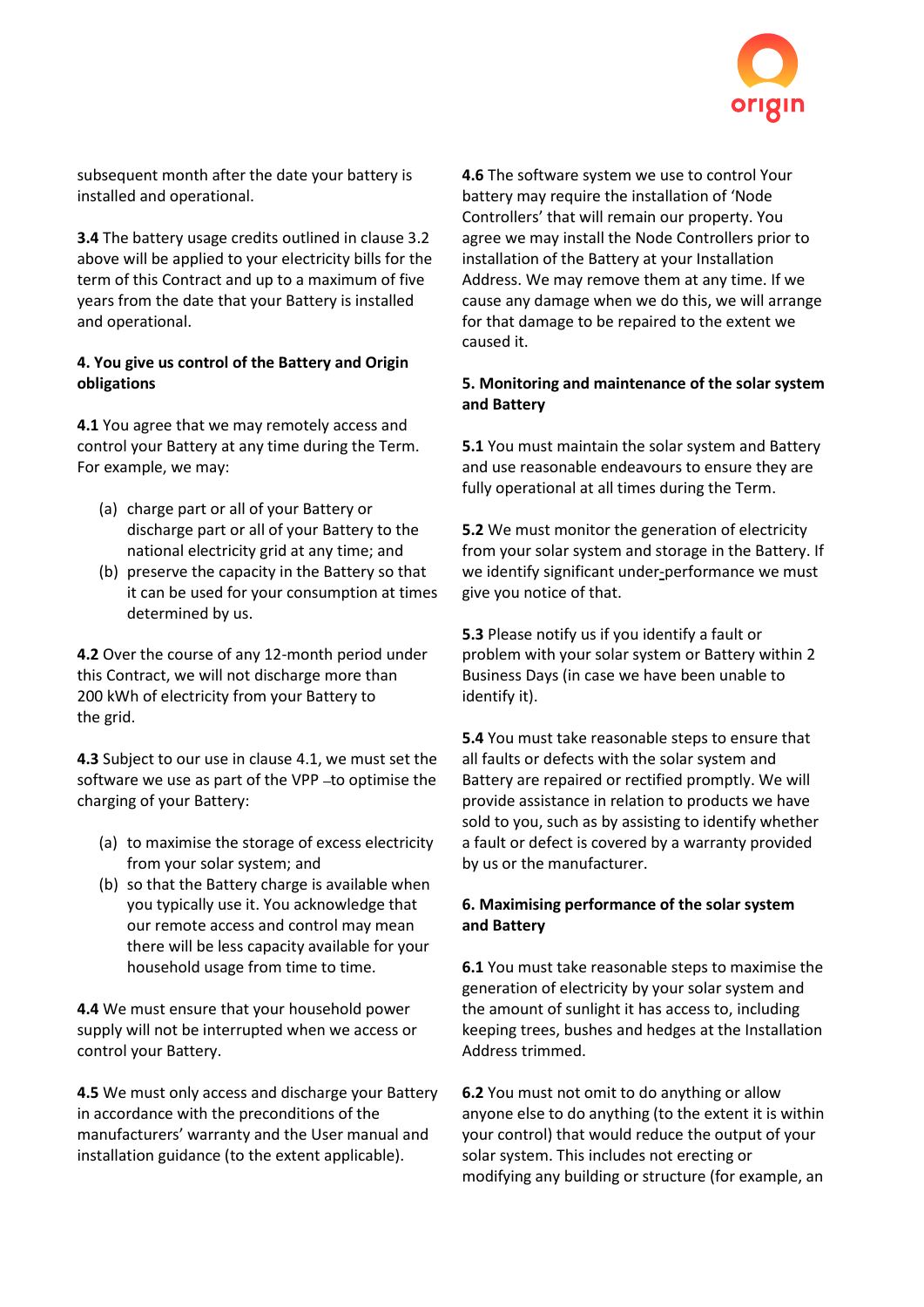subsequent month after the date your battery is installed and operational.

**3.4** The battery usage credits outlined in clause 3.2 above will be applied to your electricity bills for the term of this Contract and up to a maximum of five years from the date that your Battery is installed and operational.

**4. You give us control of the Battery and Origin obligations**

**4.1** You agree that we may remotely access and control your Battery at any time during the Term. For example, we may:

(a) charge part or all of your Battery or discharge part or all of your Battery to the national electricity grid at any time; and

(b) preserve the capacity in the Battery so that it can be used for your consumption at times determined by us.

**4.2** Over the course of any 12-month period under this Contract, we will not discharge more than 200 kWh of electricity from your Battery to the grid.

**4.3** Subject to our use in clause 4.1, we must set the software we use as part of the VPP –to optimise the charging of your Battery:

(a) to maximise the storage of excess electricity from your solar system; and

(b) so that the Battery charge is available when you typically use it. You acknowledge that our remote access and control may mean there will be less capacity available for your household usage from time to time.

**4.4** We must ensure that your household power supply will not be interrupted when we access or control your Battery.

**4.5** We must only access and discharge your Battery in accordance with the preconditions of the manufacturers' warranty and the User manual and installation guidance (to the extent applicable).

**4.6** The software system we use to control Your battery may require the installation of 'Node Controllers' that will remain our property. You agree we may install the Node Controllers prior to installation of the Battery at your Installation Address. We may remove them at any time. If we cause any damage when we do this, we will arrange for that damage to be repaired to the extent we caused it.

**5. Monitoring and maintenance of the solar system and Battery**

**5.1** You must maintain the solar system and Battery and use reasonable endeavours to ensure they are fully operational at all times during the Term.

**5.2** We must monitor the generation of electricity from your solar system and storage in the Battery. If we identify significant under-performance we must give you notice of that.

**5.3** Please notify us if you identify a fault or problem with your solar system or Battery within 2 Business Days (in case we have been unable to identify it).

**5.4** You must take reasonable steps to ensure that all faults or defects with the solar system and Battery are repaired or rectified promptly. We will provide assistance in relation to products we have sold to you, such as by assisting to identify whether a fault or defect is covered by a warranty provided by us or the manufacturer.

**6. Maximising performance of the solar system and Battery**

**6.1** You must take reasonable steps to maximise the generation of electricity by your solar system and the amount of sunlight it has access to, including keeping trees, bushes and hedges at the Installation Address trimmed.

**6.2** You must not omit to do anything or allow anyone else to do anything (to the extent it is within your control) that would reduce the output of your solar system. This includes not erecting or modifying any building or structure (for example, an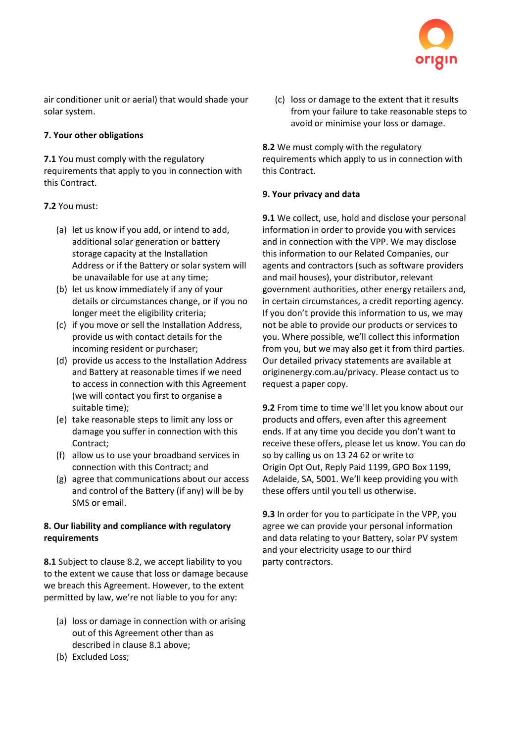air conditioner unit or aerial) that would shade your solar system.

**7. Your other obligations**

**7.1** You must comply with the regulatory requirements that apply to you in connection with this Contract.

**7.2** You must:

(a) let us know if you add, or intend to add, additional solar generation or battery storage capacity at the Installation Address or if the Battery or solar system will be unavailable for use at any time;
(b) let us know immediately if any of your details or circumstances change, or if you no longer meet the eligibility criteria;
(c) if you move or sell the Installation Address, provide us with contact details for the incoming resident or purchaser;
(d) provide us access to the Installation Address and Battery at reasonable times if we need to access in connection with this Agreement (we will contact you first to organise a suitable time);
(e) take reasonable steps to limit any loss or damage you suffer in connection with this Contract;
(f) allow us to use your broadband services in connection with this Contract; and
(g) agree that communications about our access and control of the Battery (if any) will be by SMS or email.

**8. Our liability and compliance with regulatory requirements**

**8.1** Subject to clause 8.2, we accept liability to you to the extent we cause that loss or damage because we breach this Agreement. However, to the extent permitted by law, we're not liable to you for any:

(a) loss or damage in connection with or arising out of this Agreement other than as described in clause 8.1 above;
(b) Excluded Loss;
(c) loss or damage to the extent that it results from your failure to take reasonable steps to avoid or minimise your loss or damage.

**8.2** We must comply with the regulatory requirements which apply to us in connection with this Contract.

**9. Your privacy and data**

**9.1** We collect, use, hold and disclose your personal information in order to provide you with services and in connection with the VPP. We may disclose this information to our Related Companies, our agents and contractors (such as software providers and mail houses), your distributor, relevant government authorities, other energy retailers and, in certain circumstances, a credit reporting agency. If you don't provide this information to us, we may not be able to provide our products or services to you. Where possible, we'll collect this information from you, but we may also get it from third parties. Our detailed privacy statements are available at originenergy.com.au/privacy. Please contact us to request a paper copy.

**9.2** From time to time we'll let you know about our products and offers, even after this agreement ends. If at any time you decide you don't want to receive these offers, please let us know. You can do so by calling us on 13 24 62 or write to Origin Opt Out, Reply Paid 1199, GPO Box 1199, Adelaide, SA, 5001. We'll keep providing you with these offers until you tell us otherwise.

**9.3** In order for you to participate in the VPP, you agree we can provide your personal information and data relating to your Battery, solar PV system and your electricity usage to our third party contractors.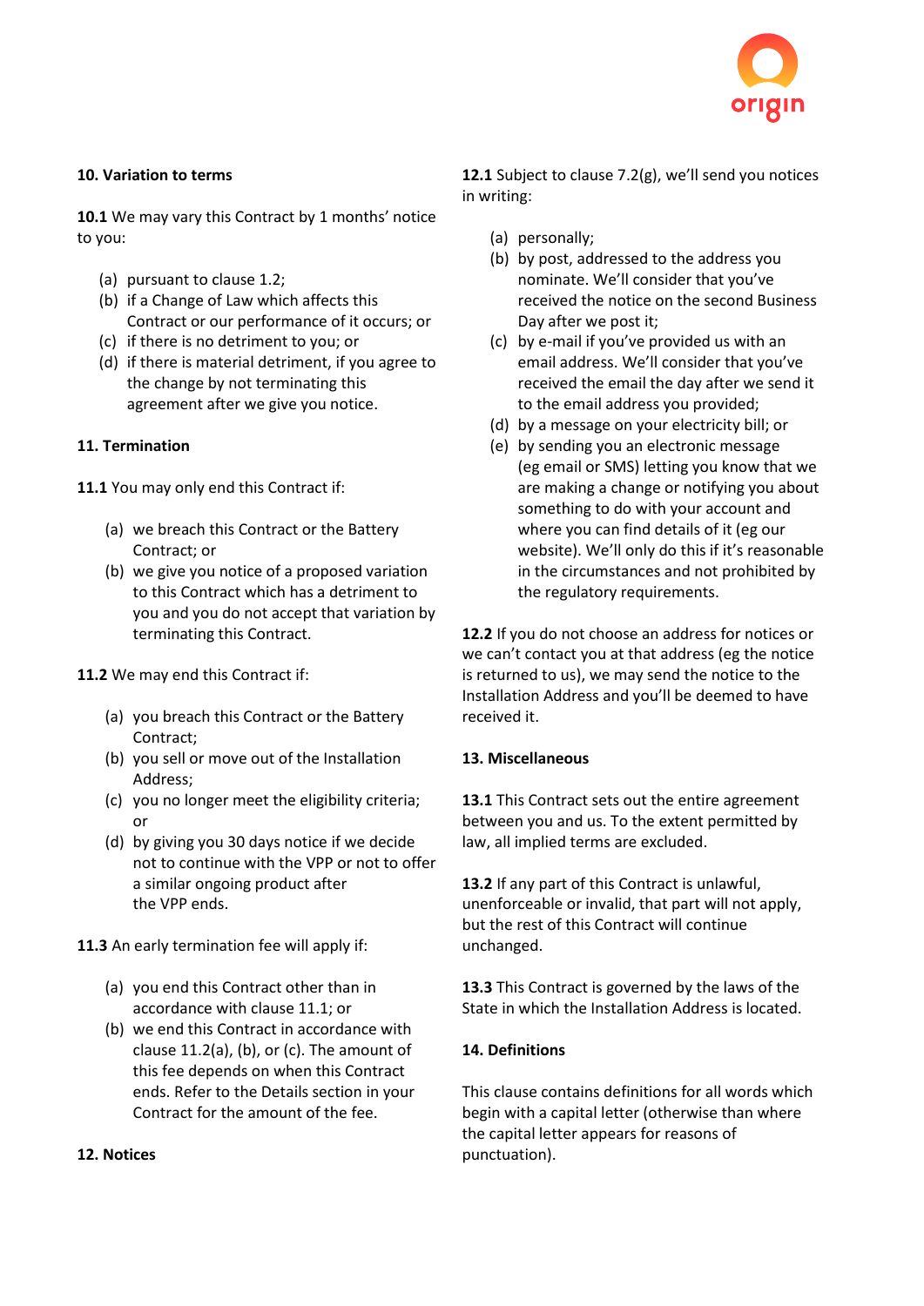## 10. Variation to terms

**10.1** We may vary this Contract by 1 months' notice to you:

(a) pursuant to clause 1.2;
(b) if a Change of Law which affects this Contract or our performance of it occurs; or
(c) if there is no detriment to you; or
(d) if there is material detriment, if you agree to the change by not terminating this agreement after we give you notice.

## 11. Termination

**11.1** You may only end this Contract if:

(a) we breach this Contract or the Battery Contract; or
(b) we give you notice of a proposed variation to this Contract which has a detriment to you and you do not accept that variation by terminating this Contract.

**11.2** We may end this Contract if:

(a) you breach this Contract or the Battery Contract;
(b) you sell or move out of the Installation Address;
(c) you no longer meet the eligibility criteria; or
(d) by giving you 30 days notice if we decide not to continue with the VPP or not to offer a similar ongoing product after the VPP ends.

**11.3** An early termination fee will apply if:

(a) you end this Contract other than in accordance with clause 11.1; or
(b) we end this Contract in accordance with clause 11.2(a), (b), or (c). The amount of this fee depends on when this Contract ends. Refer to the Details section in your Contract for the amount of the fee.

## 12. Notices

**12.1** Subject to clause 7.2(g), we'll send you notices in writing:

(a) personally;
(b) by post, addressed to the address you nominate. We'll consider that you've received the notice on the second Business Day after we post it;
(c) by e-mail if you've provided us with an email address. We'll consider that you've received the email the day after we send it to the email address you provided;
(d) by a message on your electricity bill; or
(e) by sending you an electronic message (eg email or SMS) letting you know that we are making a change or notifying you about something to do with your account and where you can find details of it (eg our website). We'll only do this if it's reasonable in the circumstances and not prohibited by the regulatory requirements.

**12.2** If you do not choose an address for notices or we can't contact you at that address (eg the notice is returned to us), we may send the notice to the Installation Address and you'll be deemed to have received it.

## 13. Miscellaneous

**13.1** This Contract sets out the entire agreement between you and us. To the extent permitted by law, all implied terms are excluded.

**13.2** If any part of this Contract is unlawful, unenforceable or invalid, that part will not apply, but the rest of this Contract will continue unchanged.

**13.3** This Contract is governed by the laws of the State in which the Installation Address is located.

## 14. Definitions

This clause contains definitions for all words which begin with a capital letter (otherwise than where the capital letter appears for reasons of punctuation).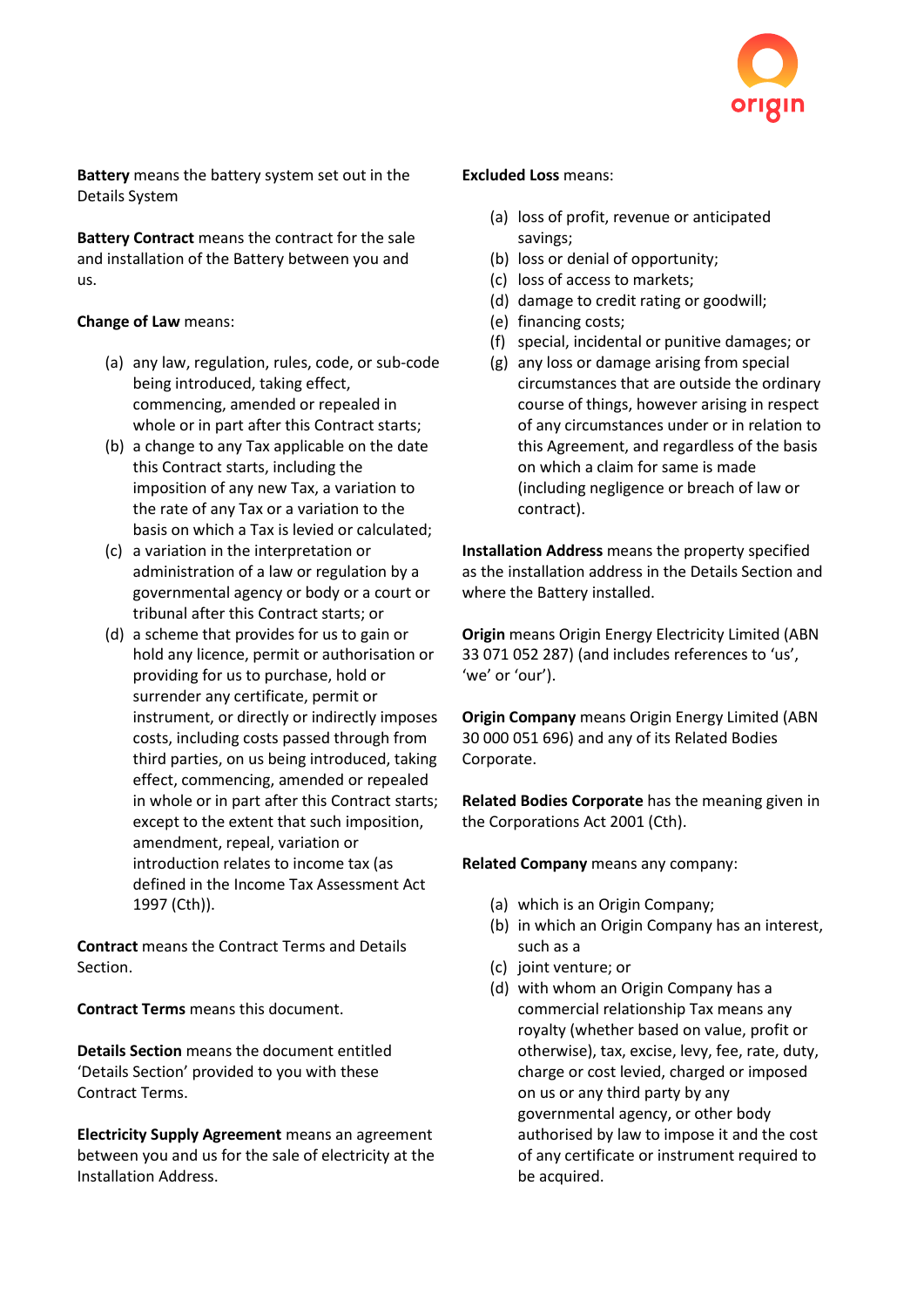**Battery** means the battery system set out in the Details System

**Battery Contract** means the contract for the sale and installation of the Battery between you and us.

**Change of Law** means:

(a) any law, regulation, rules, code, or sub-code being introduced, taking effect, commencing, amended or repealed in whole or in part after this Contract starts;
(b) a change to any Tax applicable on the date this Contract starts, including the imposition of any new Tax, a variation to the rate of any Tax or a variation to the basis on which a Tax is levied or calculated;
(c) a variation in the interpretation or administration of a law or regulation by a governmental agency or body or a court or tribunal after this Contract starts; or
(d) a scheme that provides for us to gain or hold any licence, permit or authorisation or providing for us to purchase, hold or surrender any certificate, permit or instrument, or directly or indirectly imposes costs, including costs passed through from third parties, on us being introduced, taking effect, commencing, amended or repealed in whole or in part after this Contract starts; except to the extent that such imposition, amendment, repeal, variation or introduction relates to income tax (as defined in the Income Tax Assessment Act 1997 (Cth)).

**Contract** means the Contract Terms and Details Section.

**Contract Terms** means this document.

**Details Section** means the document entitled 'Details Section' provided to you with these Contract Terms.

**Electricity Supply Agreement** means an agreement between you and us for the sale of electricity at the Installation Address.

**Excluded Loss** means:

(a) loss of profit, revenue or anticipated savings;
(b) loss or denial of opportunity;
(c) loss of access to markets;
(d) damage to credit rating or goodwill;
(e) financing costs;
(f) special, incidental or punitive damages; or
(g) any loss or damage arising from special circumstances that are outside the ordinary course of things, however arising in respect of any circumstances under or in relation to this Agreement, and regardless of the basis on which a claim for same is made (including negligence or breach of law or contract).

**Installation Address** means the property specified as the installation address in the Details Section and where the Battery installed.

**Origin** means Origin Energy Electricity Limited (ABN 33 071 052 287) (and includes references to 'us', 'we' or 'our').

**Origin Company** means Origin Energy Limited (ABN 30 000 051 696) and any of its Related Bodies Corporate.

**Related Bodies Corporate** has the meaning given in the Corporations Act 2001 (Cth).

**Related Company** means any company:

(a) which is an Origin Company;
(b) in which an Origin Company has an interest, such as a
(c) joint venture; or
(d) with whom an Origin Company has a commercial relationship Tax means any royalty (whether based on value, profit or otherwise), tax, excise, levy, fee, rate, duty, charge or cost levied, charged or imposed on us or any third party by any governmental agency, or other body authorised by law to impose it and the cost of any certificate or instrument required to be acquired.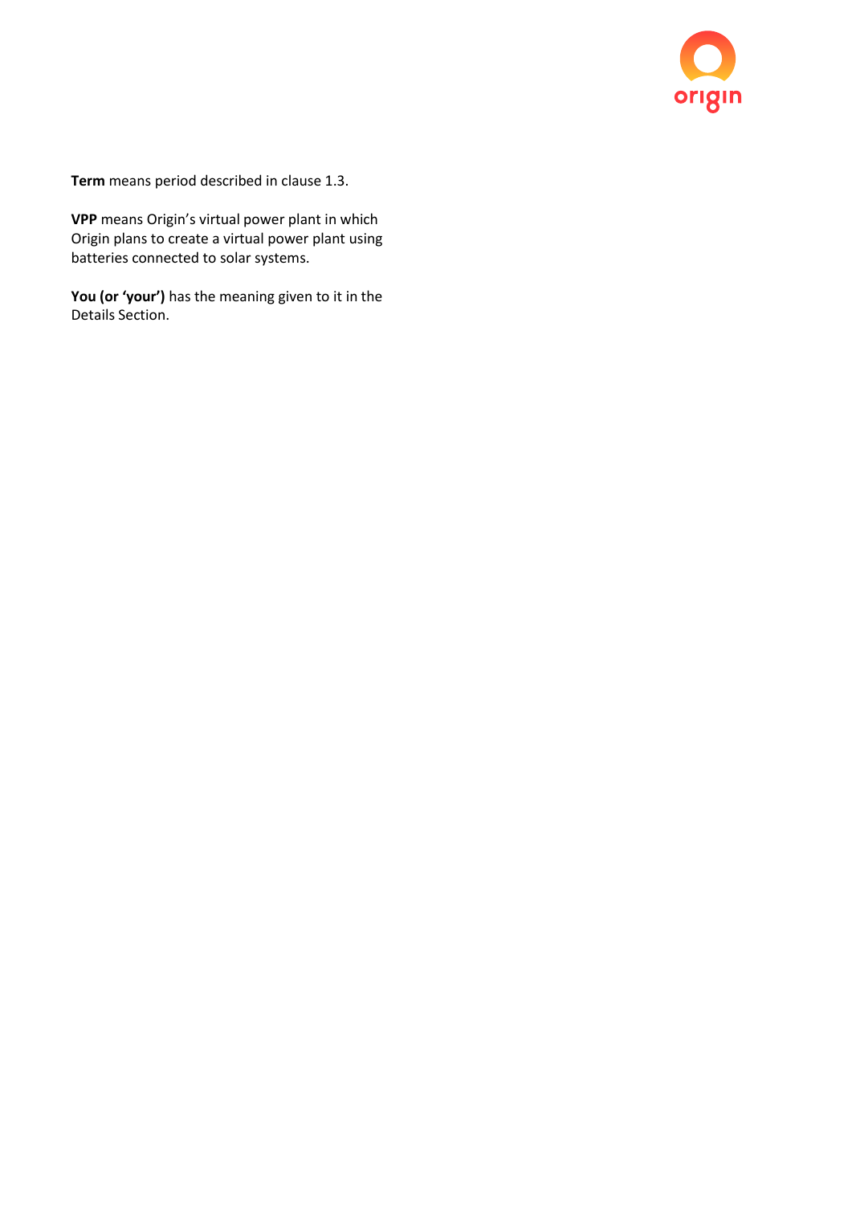**Term** means period described in clause 1.3.

**VPP** means Origin's virtual power plant in which Origin plans to create a virtual power plant using batteries connected to solar systems.

**You (or 'your')** has the meaning given to it in the Details Section.